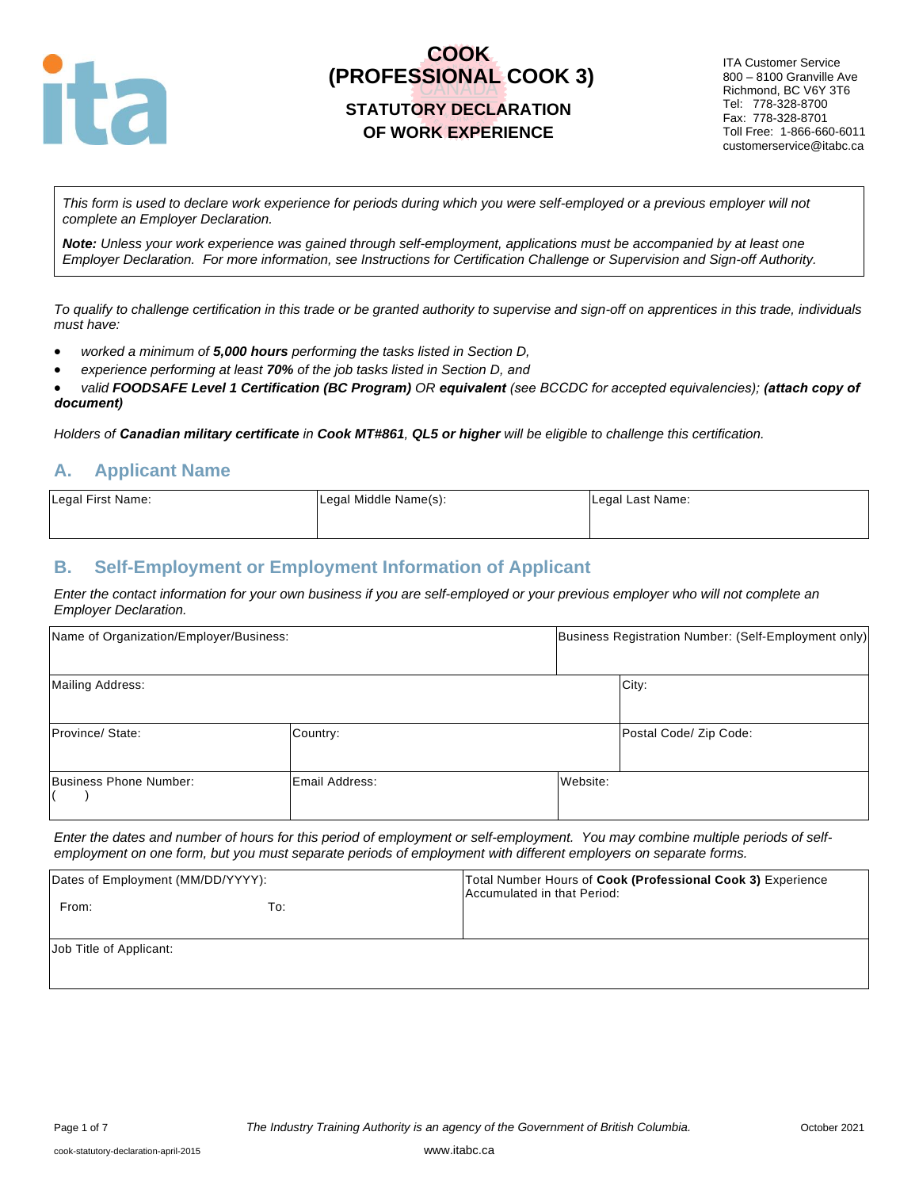# COOK (PROFESSIONAL COOK 3)

## STATUTORY DECLARATION OF WORK EXPERIENCE

ITA Customer Service
800 – 8100 Granville Ave
Richmond, BC V6Y 3T6
Tel: 778-328-8700
Fax: 778-328-8701
Toll Free: 1-866-660-6011
customerservice@itabc.ca

*This form is used to declare work experience for periods during which you were self-employed or a previous employer will not complete an Employer Declaration.*

***Note:*** *Unless your work experience was gained through self-employment, applications must be accompanied by at least one Employer Declaration. For more information, see Instructions for Certification Challenge or Supervision and Sign-off Authority.*

*To qualify to challenge certification in this trade or be granted authority to supervise and sign-off on apprentices in this trade, individuals must have:*

- *worked a minimum of **5,000 hours** performing the tasks listed in Section D,*
- *experience performing at least **70%** of the job tasks listed in Section D, and*
- *valid **FOODSAFE Level 1 Certification (BC Program)** OR **equivalent** (see BCCDC for accepted equivalencies); **(attach copy of document)***

*Holders of **Canadian military certificate** in **Cook MT#861**, **QL5 or higher** will be eligible to challenge this certification.*

## A. Applicant Name

| Legal First Name: | Legal Middle Name(s): | Legal Last Name: |
|---|---|---|
| | | |

## B. Self-Employment or Employment Information of Applicant

*Enter the contact information for your own business if you are self-employed or your previous employer who will not complete an Employer Declaration.*

| Name of Organization/Employer/Business: | | Business Registration Number: (Self-Employment only) |
|---|---|---|
| Mailing Address: | | City: |
| Province/ State: | Country: | Postal Code/ Zip Code: |
| Business Phone Number: ( ) | Email Address: | Website: |

*Enter the dates and number of hours for this period of employment or self-employment. You may combine multiple periods of self-employment on one form, but you must separate periods of employment with different employers on separate forms.*

| Dates of Employment (MM/DD/YYYY): From: To: | Total Number Hours of **Cook (Professional Cook 3)** Experience Accumulated in that Period: |
|---|---|
| Job Title of Applicant: | |

*The Industry Training Authority is an agency of the Government of British Columbia.*

October 2021

cook-statutory-declaration-april-2015

www.itabc.ca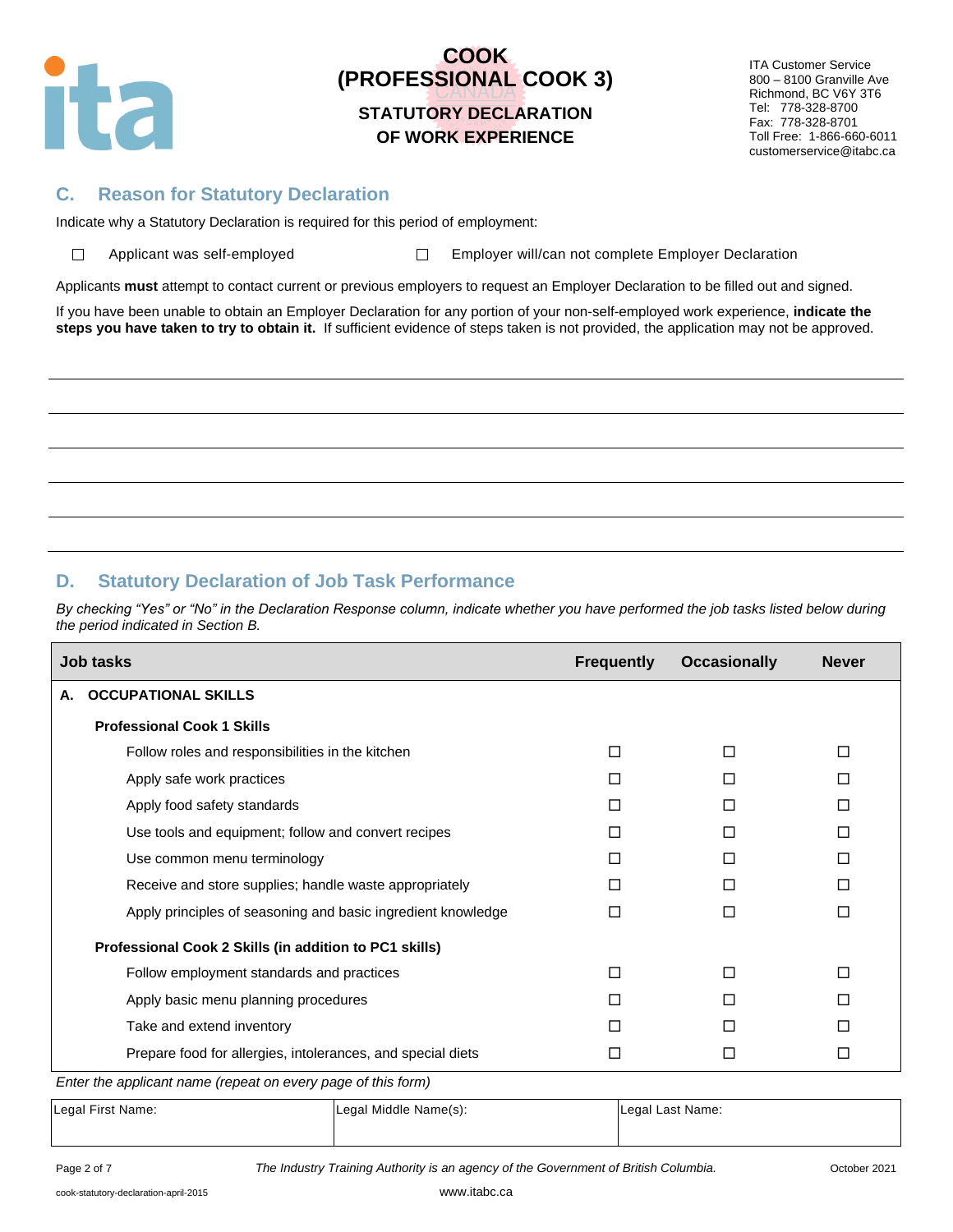# COOK (PROFESSIONAL COOK 3)

## STATUTORY DECLARATION OF WORK EXPERIENCE

ITA Customer Service
800 – 8100 Granville Ave
Richmond, BC V6Y 3T6
Tel: 778-328-8700
Fax: 778-328-8701
Toll Free: 1-866-660-6011
customerservice@itabc.ca

## C. Reason for Statutory Declaration

Indicate why a Statutory Declaration is required for this period of employment:

☐ Applicant was self-employed ☐ Employer will/can not complete Employer Declaration

Applicants **must** attempt to contact current or previous employers to request an Employer Declaration to be filled out and signed.

If you have been unable to obtain an Employer Declaration for any portion of your non-self-employed work experience, **indicate the steps you have taken to try to obtain it.** If sufficient evidence of steps taken is not provided, the application may not be approved.

\_\_\_\_\_\_\_\_\_\_\_\_\_\_\_\_\_\_\_\_\_\_\_\_\_\_\_\_\_\_\_\_\_\_\_\_\_\_\_\_\_\_\_\_\_\_\_\_\_\_\_\_\_\_\_\_\_\_\_\_\_\_\_\_\_\_\_\_\_\_\_\_\_\_\_\_

\_\_\_\_\_\_\_\_\_\_\_\_\_\_\_\_\_\_\_\_\_\_\_\_\_\_\_\_\_\_\_\_\_\_\_\_\_\_\_\_\_\_\_\_\_\_\_\_\_\_\_\_\_\_\_\_\_\_\_\_\_\_\_\_\_\_\_\_\_\_\_\_\_\_\_\_

\_\_\_\_\_\_\_\_\_\_\_\_\_\_\_\_\_\_\_\_\_\_\_\_\_\_\_\_\_\_\_\_\_\_\_\_\_\_\_\_\_\_\_\_\_\_\_\_\_\_\_\_\_\_\_\_\_\_\_\_\_\_\_\_\_\_\_\_\_\_\_\_\_\_\_\_

\_\_\_\_\_\_\_\_\_\_\_\_\_\_\_\_\_\_\_\_\_\_\_\_\_\_\_\_\_\_\_\_\_\_\_\_\_\_\_\_\_\_\_\_\_\_\_\_\_\_\_\_\_\_\_\_\_\_\_\_\_\_\_\_\_\_\_\_\_\_\_\_\_\_\_\_

\_\_\_\_\_\_\_\_\_\_\_\_\_\_\_\_\_\_\_\_\_\_\_\_\_\_\_\_\_\_\_\_\_\_\_\_\_\_\_\_\_\_\_\_\_\_\_\_\_\_\_\_\_\_\_\_\_\_\_\_\_\_\_\_\_\_\_\_\_\_\_\_\_\_\_\_

\_\_\_\_\_\_\_\_\_\_\_\_\_\_\_\_\_\_\_\_\_\_\_\_\_\_\_\_\_\_\_\_\_\_\_\_\_\_\_\_\_\_\_\_\_\_\_\_\_\_\_\_\_\_\_\_\_\_\_\_\_\_\_\_\_\_\_\_\_\_\_\_\_\_\_\_

## D. Statutory Declaration of Job Task Performance

*By checking "Yes" or "No" in the Declaration Response column, indicate whether you have performed the job tasks listed below during the period indicated in Section B.*

| Job tasks | Frequently | Occasionally | Never |
|---|---|---|---|
| **A. OCCUPATIONAL SKILLS** | | | |
| **Professional Cook 1 Skills** | | | |
| Follow roles and responsibilities in the kitchen | ☐ | ☐ | ☐ |
| Apply safe work practices | ☐ | ☐ | ☐ |
| Apply food safety standards | ☐ | ☐ | ☐ |
| Use tools and equipment; follow and convert recipes | ☐ | ☐ | ☐ |
| Use common menu terminology | ☐ | ☐ | ☐ |
| Receive and store supplies; handle waste appropriately | ☐ | ☐ | ☐ |
| Apply principles of seasoning and basic ingredient knowledge | ☐ | ☐ | ☐ |
| **Professional Cook 2 Skills (in addition to PC1 skills)** | | | |
| Follow employment standards and practices | ☐ | ☐ | ☐ |
| Apply basic menu planning procedures | ☐ | ☐ | ☐ |
| Take and extend inventory | ☐ | ☐ | ☐ |
| Prepare food for allergies, intolerances, and special diets | ☐ | ☐ | ☐ |

*Enter the applicant name (repeat on every page of this form)*

| Legal First Name: | Legal Middle Name(s): | Legal Last Name: |
|---|---|---|
| | | |

*The Industry Training Authority is an agency of the Government of British Columbia.*

October 2021

cook-statutory-declaration-april-2015

www.itabc.ca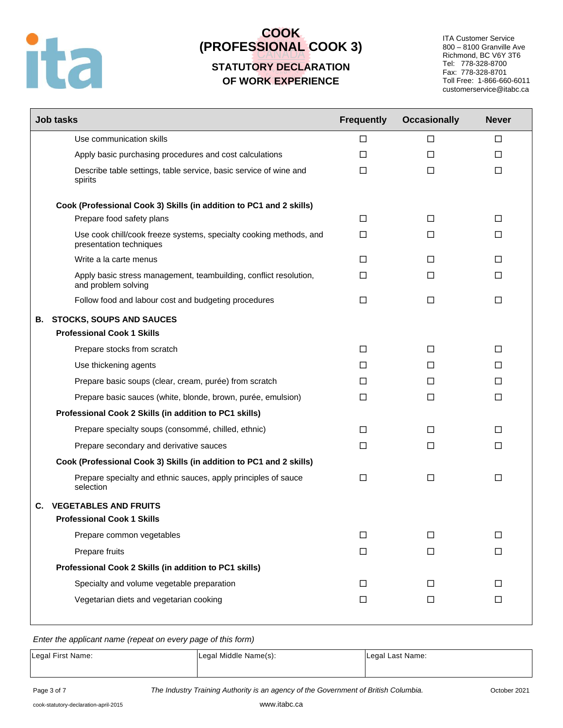# COOK (PROFESSIONAL COOK 3)

## STATUTORY DECLARATION OF WORK EXPERIENCE

ITA Customer Service
800 – 8100 Granville Ave
Richmond, BC V6Y 3T6
Tel: 778-328-8700
Fax: 778-328-8701
Toll Free: 1-866-660-6011
customerservice@itabc.ca

| Job tasks | Frequently | Occasionally | Never |
|---|---|---|---|
| Use communication skills | ☐ | ☐ | ☐ |
| Apply basic purchasing procedures and cost calculations | ☐ | ☐ | ☐ |
| Describe table settings, table service, basic service of wine and spirits | ☐ | ☐ | ☐ |
| **Cook (Professional Cook 3) Skills (in addition to PC1 and 2 skills)** | | | |
| Prepare food safety plans | ☐ | ☐ | ☐ |
| Use cook chill/cook freeze systems, specialty cooking methods, and presentation techniques | ☐ | ☐ | ☐ |
| Write a la carte menus | ☐ | ☐ | ☐ |
| Apply basic stress management, teambuilding, conflict resolution, and problem solving | ☐ | ☐ | ☐ |
| Follow food and labour cost and budgeting procedures | ☐ | ☐ | ☐ |
| **B. STOCKS, SOUPS AND SAUCES** | | | |
| **Professional Cook 1 Skills** | | | |
| Prepare stocks from scratch | ☐ | ☐ | ☐ |
| Use thickening agents | ☐ | ☐ | ☐ |
| Prepare basic soups (clear, cream, purée) from scratch | ☐ | ☐ | ☐ |
| Prepare basic sauces (white, blonde, brown, purée, emulsion) | ☐ | ☐ | ☐ |
| **Professional Cook 2 Skills (in addition to PC1 skills)** | | | |
| Prepare specialty soups (consommé, chilled, ethnic) | ☐ | ☐ | ☐ |
| Prepare secondary and derivative sauces | ☐ | ☐ | ☐ |
| **Cook (Professional Cook 3) Skills (in addition to PC1 and 2 skills)** | | | |
| Prepare specialty and ethnic sauces, apply principles of sauce selection | ☐ | ☐ | ☐ |
| **C. VEGETABLES AND FRUITS** | | | |
| **Professional Cook 1 Skills** | | | |
| Prepare common vegetables | ☐ | ☐ | ☐ |
| Prepare fruits | ☐ | ☐ | ☐ |
| **Professional Cook 2 Skills (in addition to PC1 skills)** | | | |
| Specialty and volume vegetable preparation | ☐ | ☐ | ☐ |
| Vegetarian diets and vegetarian cooking | ☐ | ☐ | ☐ |

*Enter the applicant name (repeat on every page of this form)*

| Legal First Name: | Legal Middle Name(s): | Legal Last Name: |
|---|---|---|
| | | |

*The Industry Training Authority is an agency of the Government of British Columbia.*

October 2021

cook-statutory-declaration-april-2015

www.itabc.ca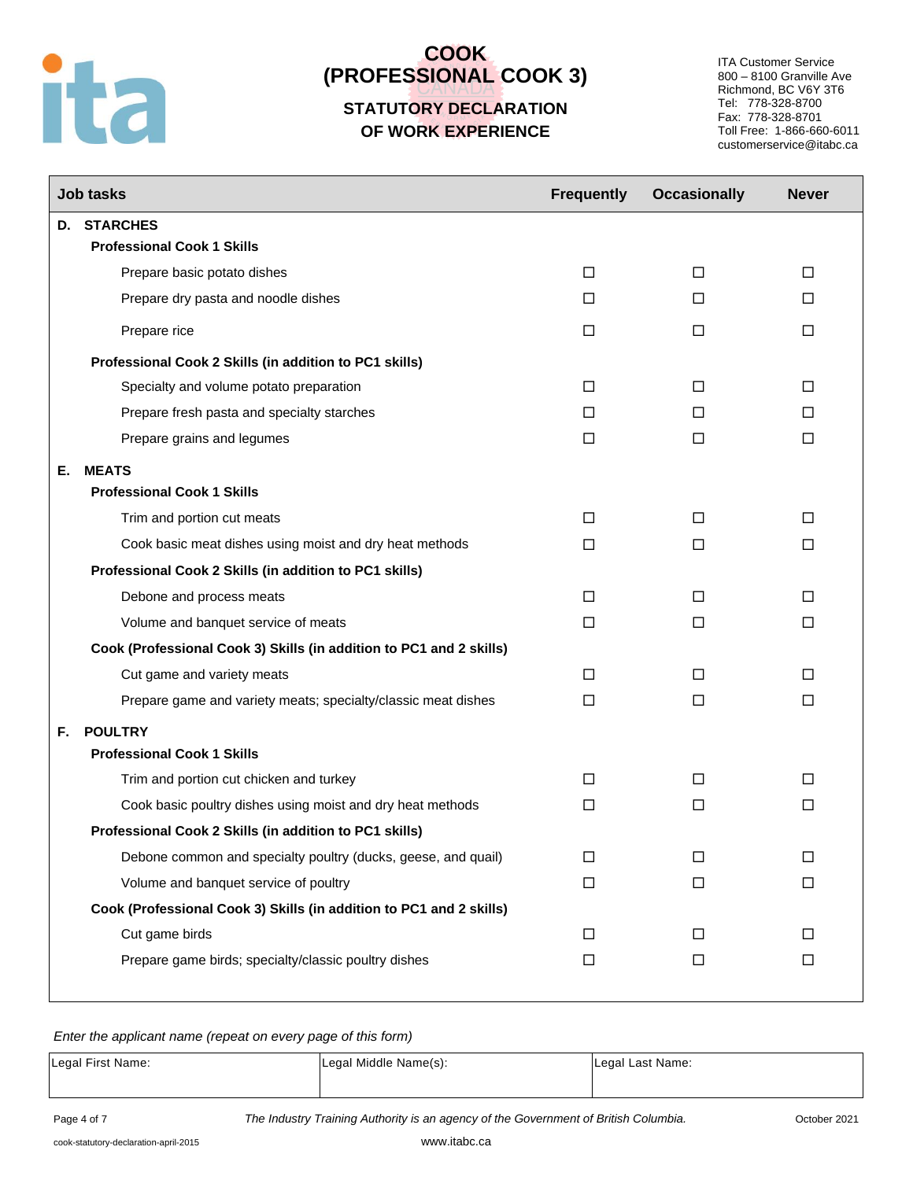# COOK (PROFESSIONAL COOK 3)

## STATUTORY DECLARATION OF WORK EXPERIENCE

ITA Customer Service
800 – 8100 Granville Ave
Richmond, BC V6Y 3T6
Tel: 778-328-8700
Fax: 778-328-8701
Toll Free: 1-866-660-6011
customerservice@itabc.ca

| Job tasks | Frequently | Occasionally | Never |
|---|---|---|---|
| **D. STARCHES** | | | |
| **Professional Cook 1 Skills** | | | |
| Prepare basic potato dishes | ☐ | ☐ | ☐ |
| Prepare dry pasta and noodle dishes | ☐ | ☐ | ☐ |
| Prepare rice | ☐ | ☐ | ☐ |
| **Professional Cook 2 Skills (in addition to PC1 skills)** | | | |
| Specialty and volume potato preparation | ☐ | ☐ | ☐ |
| Prepare fresh pasta and specialty starches | ☐ | ☐ | ☐ |
| Prepare grains and legumes | ☐ | ☐ | ☐ |
| **E. MEATS** | | | |
| **Professional Cook 1 Skills** | | | |
| Trim and portion cut meats | ☐ | ☐ | ☐ |
| Cook basic meat dishes using moist and dry heat methods | ☐ | ☐ | ☐ |
| **Professional Cook 2 Skills (in addition to PC1 skills)** | | | |
| Debone and process meats | ☐ | ☐ | ☐ |
| Volume and banquet service of meats | ☐ | ☐ | ☐ |
| **Cook (Professional Cook 3) Skills (in addition to PC1 and 2 skills)** | | | |
| Cut game and variety meats | ☐ | ☐ | ☐ |
| Prepare game and variety meats; specialty/classic meat dishes | ☐ | ☐ | ☐ |
| **F. POULTRY** | | | |
| **Professional Cook 1 Skills** | | | |
| Trim and portion cut chicken and turkey | ☐ | ☐ | ☐ |
| Cook basic poultry dishes using moist and dry heat methods | ☐ | ☐ | ☐ |
| **Professional Cook 2 Skills (in addition to PC1 skills)** | | | |
| Debone common and specialty poultry (ducks, geese, and quail) | ☐ | ☐ | ☐ |
| Volume and banquet service of poultry | ☐ | ☐ | ☐ |
| **Cook (Professional Cook 3) Skills (in addition to PC1 and 2 skills)** | | | |
| Cut game birds | ☐ | ☐ | ☐ |
| Prepare game birds; specialty/classic poultry dishes | ☐ | ☐ | ☐ |

*Enter the applicant name (repeat on every page of this form)*

| Legal First Name: | Legal Middle Name(s): | Legal Last Name: |
|---|---|---|
| | | |

*The Industry Training Authority is an agency of the Government of British Columbia.*

October 2021

cook-statutory-declaration-april-2015

www.itabc.ca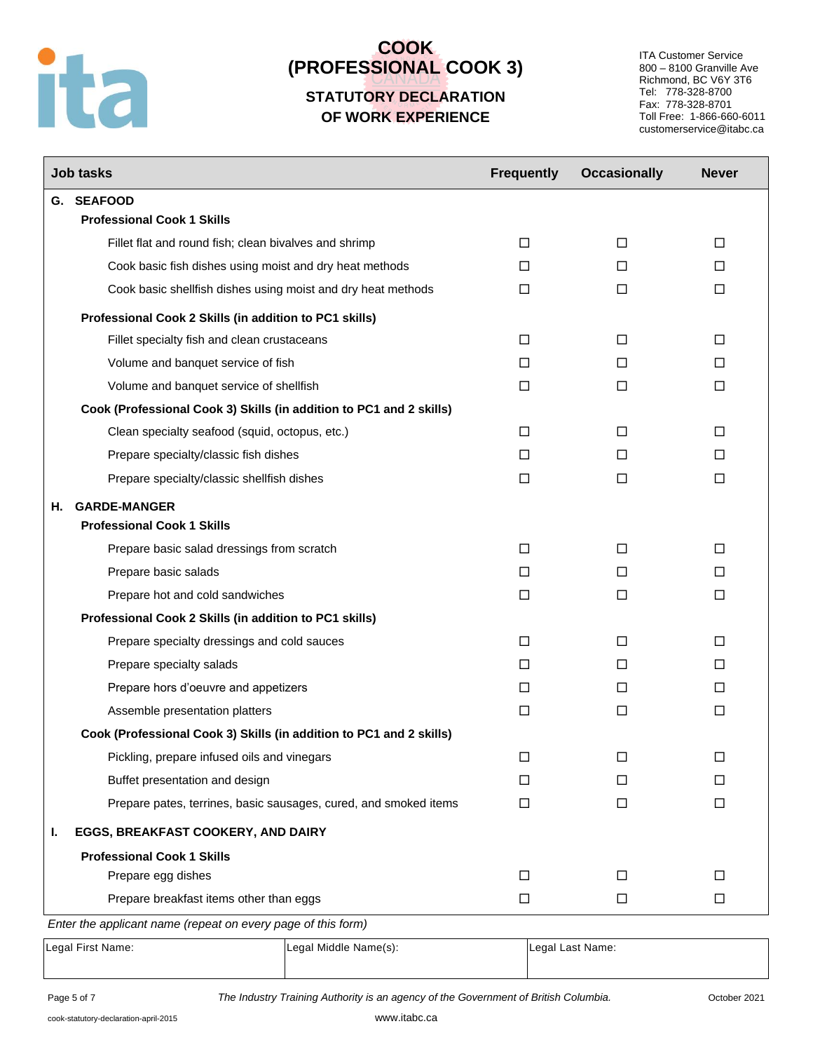# COOK (PROFESSIONAL COOK 3)

## STATUTORY DECLARATION OF WORK EXPERIENCE

ITA Customer Service
800 – 8100 Granville Ave
Richmond, BC V6Y 3T6
Tel: 778-328-8700
Fax: 778-328-8701
Toll Free: 1-866-660-6011
customerservice@itabc.ca

| Job tasks | Frequently | Occasionally | Never |
|---|---|---|---|
| **G. SEAFOOD** | | | |
| **Professional Cook 1 Skills** | | | |
| Fillet flat and round fish; clean bivalves and shrimp | ☐ | ☐ | ☐ |
| Cook basic fish dishes using moist and dry heat methods | ☐ | ☐ | ☐ |
| Cook basic shellfish dishes using moist and dry heat methods | ☐ | ☐ | ☐ |
| **Professional Cook 2 Skills (in addition to PC1 skills)** | | | |
| Fillet specialty fish and clean crustaceans | ☐ | ☐ | ☐ |
| Volume and banquet service of fish | ☐ | ☐ | ☐ |
| Volume and banquet service of shellfish | ☐ | ☐ | ☐ |
| **Cook (Professional Cook 3) Skills (in addition to PC1 and 2 skills)** | | | |
| Clean specialty seafood (squid, octopus, etc.) | ☐ | ☐ | ☐ |
| Prepare specialty/classic fish dishes | ☐ | ☐ | ☐ |
| Prepare specialty/classic shellfish dishes | ☐ | ☐ | ☐ |
| **H. GARDE-MANGER** | | | |
| **Professional Cook 1 Skills** | | | |
| Prepare basic salad dressings from scratch | ☐ | ☐ | ☐ |
| Prepare basic salads | ☐ | ☐ | ☐ |
| Prepare hot and cold sandwiches | ☐ | ☐ | ☐ |
| **Professional Cook 2 Skills (in addition to PC1 skills)** | | | |
| Prepare specialty dressings and cold sauces | ☐ | ☐ | ☐ |
| Prepare specialty salads | ☐ | ☐ | ☐ |
| Prepare hors d'oeuvre and appetizers | ☐ | ☐ | ☐ |
| Assemble presentation platters | ☐ | ☐ | ☐ |
| **Cook (Professional Cook 3) Skills (in addition to PC1 and 2 skills)** | | | |
| Pickling, prepare infused oils and vinegars | ☐ | ☐ | ☐ |
| Buffet presentation and design | ☐ | ☐ | ☐ |
| Prepare pates, terrines, basic sausages, cured, and smoked items | ☐ | ☐ | ☐ |
| **I. EGGS, BREAKFAST COOKERY, AND DAIRY** | | | |
| **Professional Cook 1 Skills** | | | |
| Prepare egg dishes | ☐ | ☐ | ☐ |
| Prepare breakfast items other than eggs | ☐ | ☐ | ☐ |

*Enter the applicant name (repeat on every page of this form)*

| Legal First Name: | Legal Middle Name(s): | Legal Last Name: |
|---|---|---|
| | | |

*The Industry Training Authority is an agency of the Government of British Columbia.*

October 2021

cook-statutory-declaration-april-2015

www.itabc.ca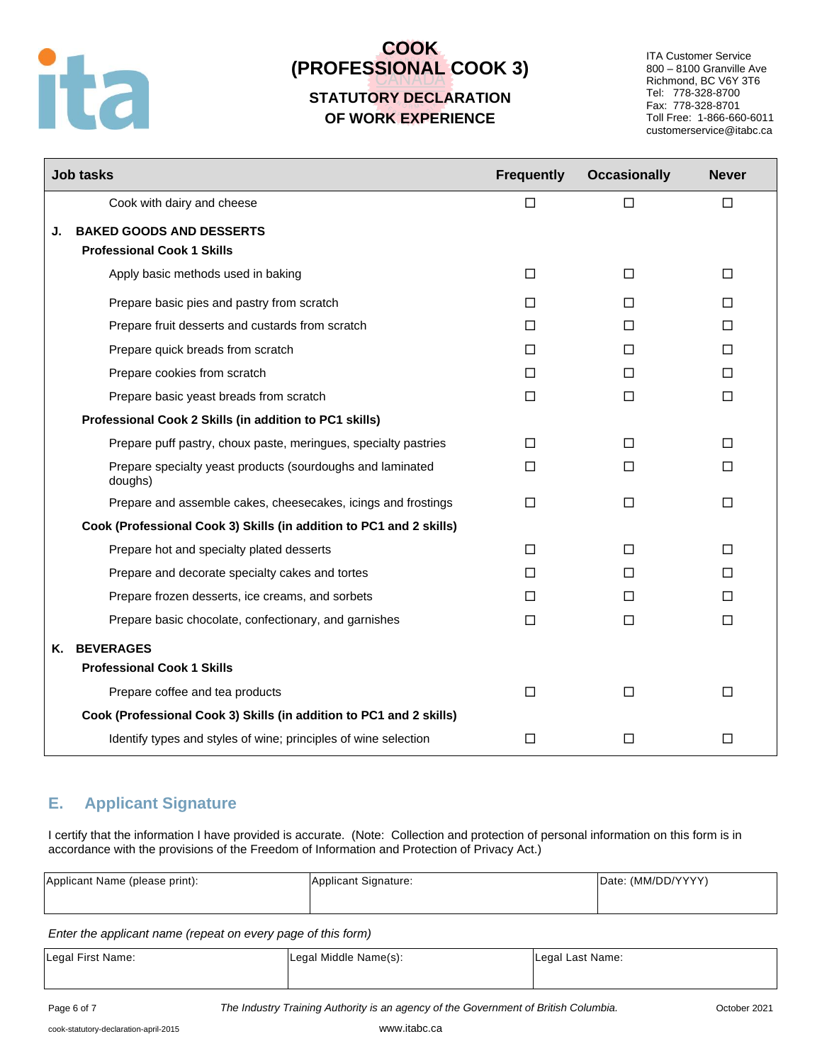# COOK (PROFESSIONAL COOK 3)

## STATUTORY DECLARATION OF WORK EXPERIENCE

ITA Customer Service
800 – 8100 Granville Ave
Richmond, BC V6Y 3T6
Tel: 778-328-8700
Fax: 778-328-8701
Toll Free: 1-866-660-6011
customerservice@itabc.ca

| Job tasks | Frequently | Occasionally | Never |
|---|---|---|---|
| Cook with dairy and cheese | ☐ | ☐ | ☐ |
| **J. BAKED GOODS AND DESSERTS** | | | |
| **Professional Cook 1 Skills** | | | |
| Apply basic methods used in baking | ☐ | ☐ | ☐ |
| Prepare basic pies and pastry from scratch | ☐ | ☐ | ☐ |
| Prepare fruit desserts and custards from scratch | ☐ | ☐ | ☐ |
| Prepare quick breads from scratch | ☐ | ☐ | ☐ |
| Prepare cookies from scratch | ☐ | ☐ | ☐ |
| Prepare basic yeast breads from scratch | ☐ | ☐ | ☐ |
| **Professional Cook 2 Skills (in addition to PC1 skills)** | | | |
| Prepare puff pastry, choux paste, meringues, specialty pastries | ☐ | ☐ | ☐ |
| Prepare specialty yeast products (sourdoughs and laminated doughs) | ☐ | ☐ | ☐ |
| Prepare and assemble cakes, cheesecakes, icings and frostings | ☐ | ☐ | ☐ |
| **Cook (Professional Cook 3) Skills (in addition to PC1 and 2 skills)** | | | |
| Prepare hot and specialty plated desserts | ☐ | ☐ | ☐ |
| Prepare and decorate specialty cakes and tortes | ☐ | ☐ | ☐ |
| Prepare frozen desserts, ice creams, and sorbets | ☐ | ☐ | ☐ |
| Prepare basic chocolate, confectionary, and garnishes | ☐ | ☐ | ☐ |
| **K. BEVERAGES** | | | |
| **Professional Cook 1 Skills** | | | |
| Prepare coffee and tea products | ☐ | ☐ | ☐ |
| **Cook (Professional Cook 3) Skills (in addition to PC1 and 2 skills)** | | | |
| Identify types and styles of wine; principles of wine selection | ☐ | ☐ | ☐ |

## E. Applicant Signature

I certify that the information I have provided is accurate. (Note: Collection and protection of personal information on this form is in accordance with the provisions of the Freedom of Information and Protection of Privacy Act.)

| Applicant Name (please print): | Applicant Signature: | Date: (MM/DD/YYYY) |
|---|---|---|
| | | |

*Enter the applicant name (repeat on every page of this form)*

| Legal First Name: | Legal Middle Name(s): | Legal Last Name: |
|---|---|---|
| | | |

*The Industry Training Authority is an agency of the Government of British Columbia.*

October 2021

cook-statutory-declaration-april-2015

www.itabc.ca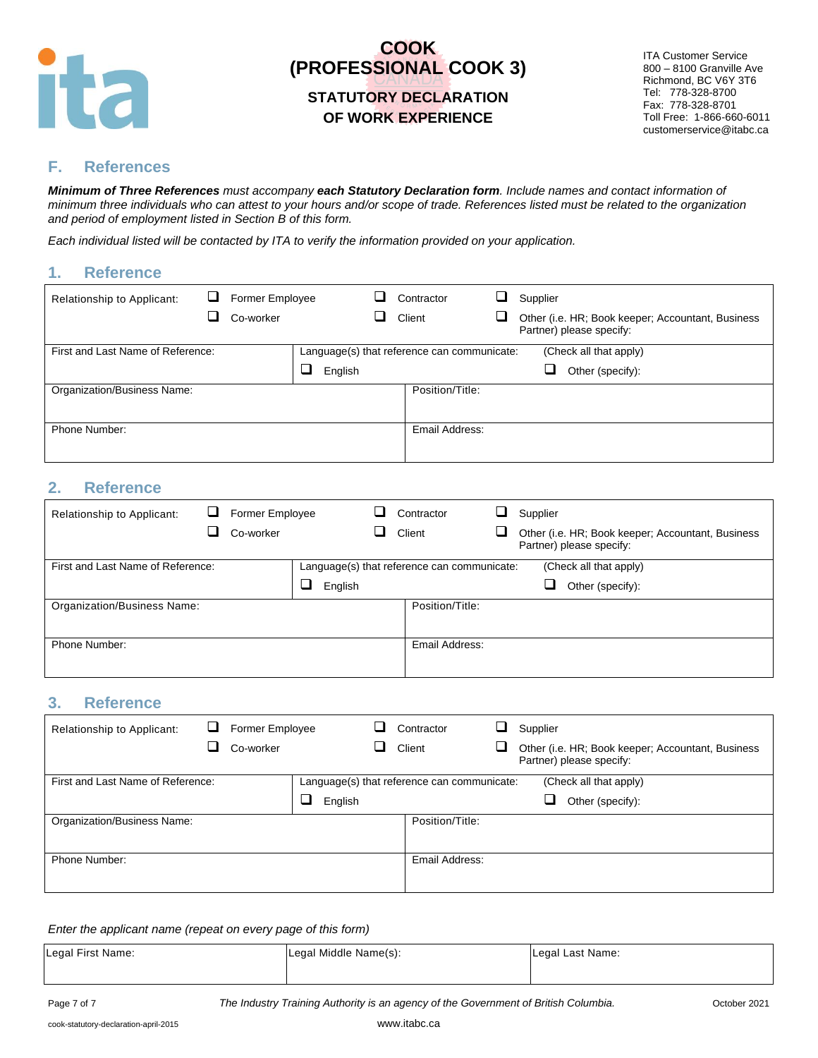# COOK (PROFESSIONAL COOK 3)

## STATUTORY DECLARATION OF WORK EXPERIENCE

ITA Customer Service
800 – 8100 Granville Ave
Richmond, BC V6Y 3T6
Tel: 778-328-8700
Fax: 778-328-8701
Toll Free: 1-866-660-6011
customerservice@itabc.ca

## F. References

***Minimum of Three References*** *must accompany* ***each Statutory Declaration form****. Include names and contact information of minimum three individuals who can attest to your hours and/or scope of trade. References listed must be related to the organization and period of employment listed in Section B of this form.*

*Each individual listed will be contacted by ITA to verify the information provided on your application.*

### 1. Reference

| | | |
|---|---|---|
| Relationship to Applicant: ❑ Former Employee ❑ Co-worker | ❑ Contractor ❑ Client | ❑ Supplier ❑ Other (i.e. HR; Book keeper; Accountant, Business Partner) please specify: |
| First and Last Name of Reference: | Language(s) that reference can communicate: ❑ English | (Check all that apply) ❑ Other (specify): |
| Organization/Business Name: | Position/Title: | |
| Phone Number: | Email Address: | |

### 2. Reference

| | | |
|---|---|---|
| Relationship to Applicant: ❑ Former Employee ❑ Co-worker | ❑ Contractor ❑ Client | ❑ Supplier ❑ Other (i.e. HR; Book keeper; Accountant, Business Partner) please specify: |
| First and Last Name of Reference: | Language(s) that reference can communicate: ❑ English | (Check all that apply) ❑ Other (specify): |
| Organization/Business Name: | Position/Title: | |
| Phone Number: | Email Address: | |

### 3. Reference

| | | |
|---|---|---|
| Relationship to Applicant: ❑ Former Employee ❑ Co-worker | ❑ Contractor ❑ Client | ❑ Supplier ❑ Other (i.e. HR; Book keeper; Accountant, Business Partner) please specify: |
| First and Last Name of Reference: | Language(s) that reference can communicate: ❑ English | (Check all that apply) ❑ Other (specify): |
| Organization/Business Name: | Position/Title: | |
| Phone Number: | Email Address: | |

*Enter the applicant name (repeat on every page of this form)*

| Legal First Name: | Legal Middle Name(s): | Legal Last Name: |
|---|---|---|
| | | |

*The Industry Training Authority is an agency of the Government of British Columbia.*

October 2021

cook-statutory-declaration-april-2015

www.itabc.ca